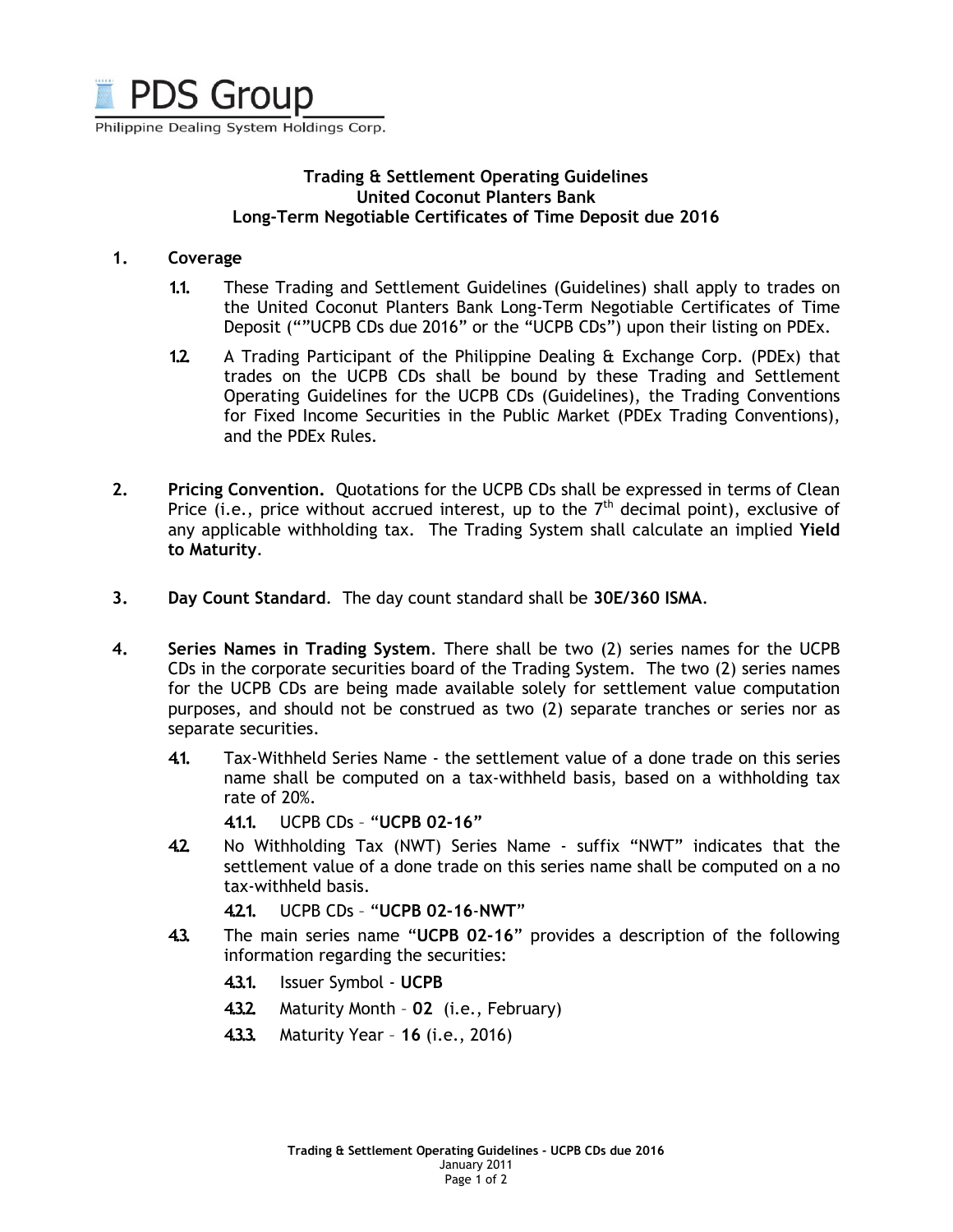PDS Group
Philippine Dealing System Holdings Corp.

**Trading & Settlement Operating Guidelines**
**United Coconut Planters Bank**
**Long-Term Negotiable Certificates of Time Deposit due 2016**

1. **Coverage**

   1.1. These Trading and Settlement Guidelines (Guidelines) shall apply to trades on the United Coconut Planters Bank Long-Term Negotiable Certificates of Time Deposit (""UCPB CDs due 2016" or the "UCPB CDs") upon their listing on PDEx.

   1.2. A Trading Participant of the Philippine Dealing & Exchange Corp. (PDEx) that trades on the UCPB CDs shall be bound by these Trading and Settlement Operating Guidelines for the UCPB CDs (Guidelines), the Trading Conventions for Fixed Income Securities in the Public Market (PDEx Trading Conventions), and the PDEx Rules.

2. **Pricing Convention.** Quotations for the UCPB CDs shall be expressed in terms of Clean Price (i.e., price without accrued interest, up to the 7th decimal point), exclusive of any applicable withholding tax. The Trading System shall calculate an implied **Yield to Maturity**.

3. **Day Count Standard**. The day count standard shall be **30E/360 ISMA**.

4. **Series Names in Trading System**. There shall be two (2) series names for the UCPB CDs in the corporate securities board of the Trading System. The two (2) series names for the UCPB CDs are being made available solely for settlement value computation purposes, and should not be construed as two (2) separate tranches or series nor as separate securities.

   4.1. Tax-Withheld Series Name - the settlement value of a done trade on this series name shall be computed on a tax-withheld basis, based on a withholding tax rate of 20%.

      4.1.1. UCPB CDs – "**UCPB 02-16**"

   4.2. No Withholding Tax (NWT) Series Name - suffix "NWT" indicates that the settlement value of a done trade on this series name shall be computed on a no tax-withheld basis.

      4.2.1. UCPB CDs – "**UCPB 02-16-NWT**"

   4.3. The main series name "**UCPB 02-16**" provides a description of the following information regarding the securities:

      4.3.1. Issuer Symbol - **UCPB**

      4.3.2. Maturity Month – **02** (i.e., February)

      4.3.3. Maturity Year – **16** (i.e., 2016)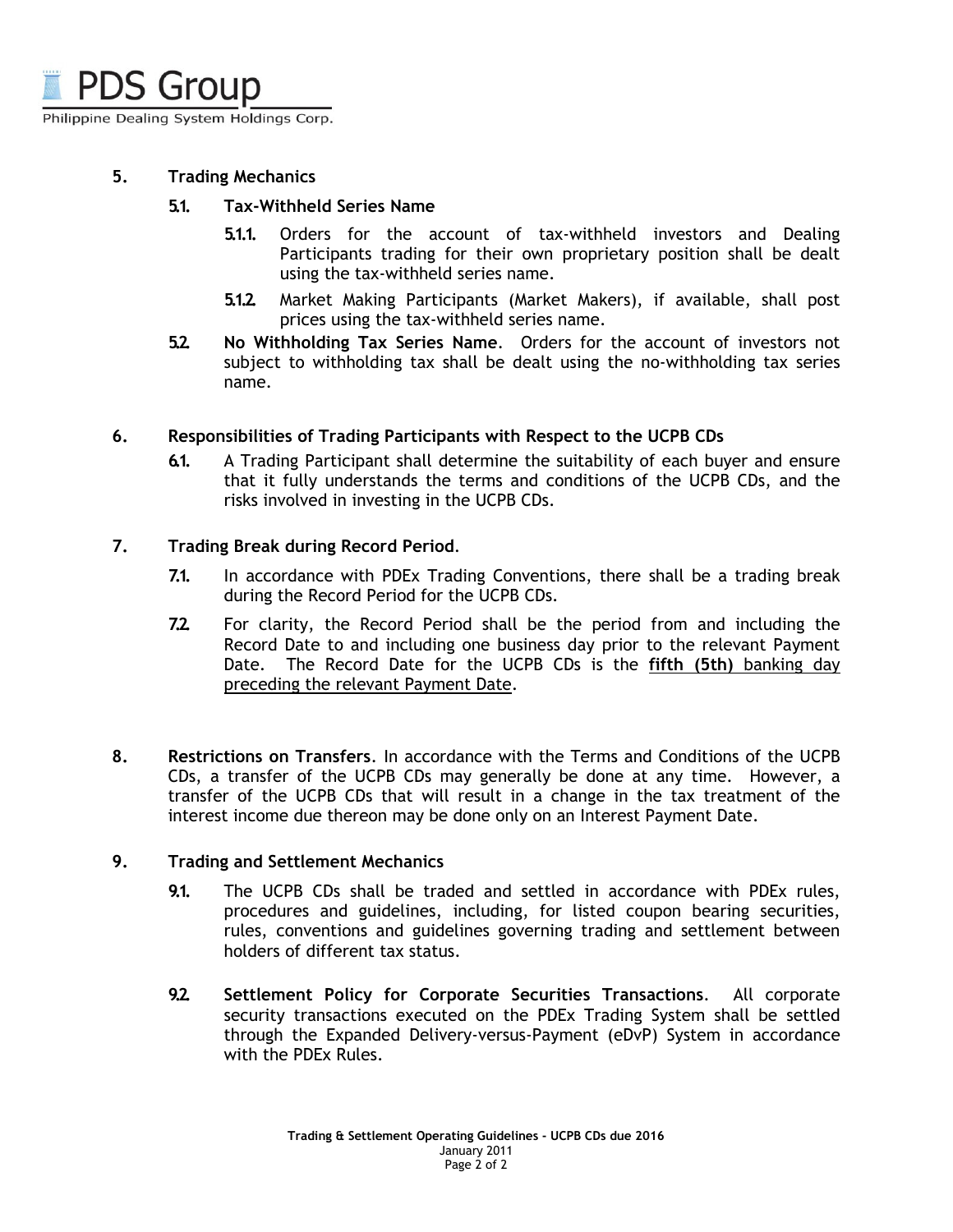## 5. Trading Mechanics

### 5.1. Tax-Withheld Series Name

**5.1.1.** Orders for the account of tax-withheld investors and Dealing Participants trading for their own proprietary position shall be dealt using the tax-withheld series name.

**5.1.2.** Market Making Participants (Market Makers), if available, shall post prices using the tax-withheld series name.

**5.2. No Withholding Tax Series Name**. Orders for the account of investors not subject to withholding tax shall be dealt using the no-withholding tax series name.

## 6. Responsibilities of Trading Participants with Respect to the UCPB CDs

**6.1.** A Trading Participant shall determine the suitability of each buyer and ensure that it fully understands the terms and conditions of the UCPB CDs, and the risks involved in investing in the UCPB CDs.

## 7. Trading Break during Record Period.

**7.1.** In accordance with PDEx Trading Conventions, there shall be a trading break during the Record Period for the UCPB CDs.

**7.2.** For clarity, the Record Period shall be the period from and including the Record Date to and including one business day prior to the relevant Payment Date. The Record Date for the UCPB CDs is the **fifth (5th)** banking day preceding the relevant Payment Date.

## 8. Restrictions on Transfers.

In accordance with the Terms and Conditions of the UCPB CDs, a transfer of the UCPB CDs may generally be done at any time. However, a transfer of the UCPB CDs that will result in a change in the tax treatment of the interest income due thereon may be done only on an Interest Payment Date.

## 9. Trading and Settlement Mechanics

**9.1.** The UCPB CDs shall be traded and settled in accordance with PDEx rules, procedures and guidelines, including, for listed coupon bearing securities, rules, conventions and guidelines governing trading and settlement between holders of different tax status.

**9.2. Settlement Policy for Corporate Securities Transactions**. All corporate security transactions executed on the PDEx Trading System shall be settled through the Expanded Delivery-versus-Payment (eDvP) System in accordance with the PDEx Rules.